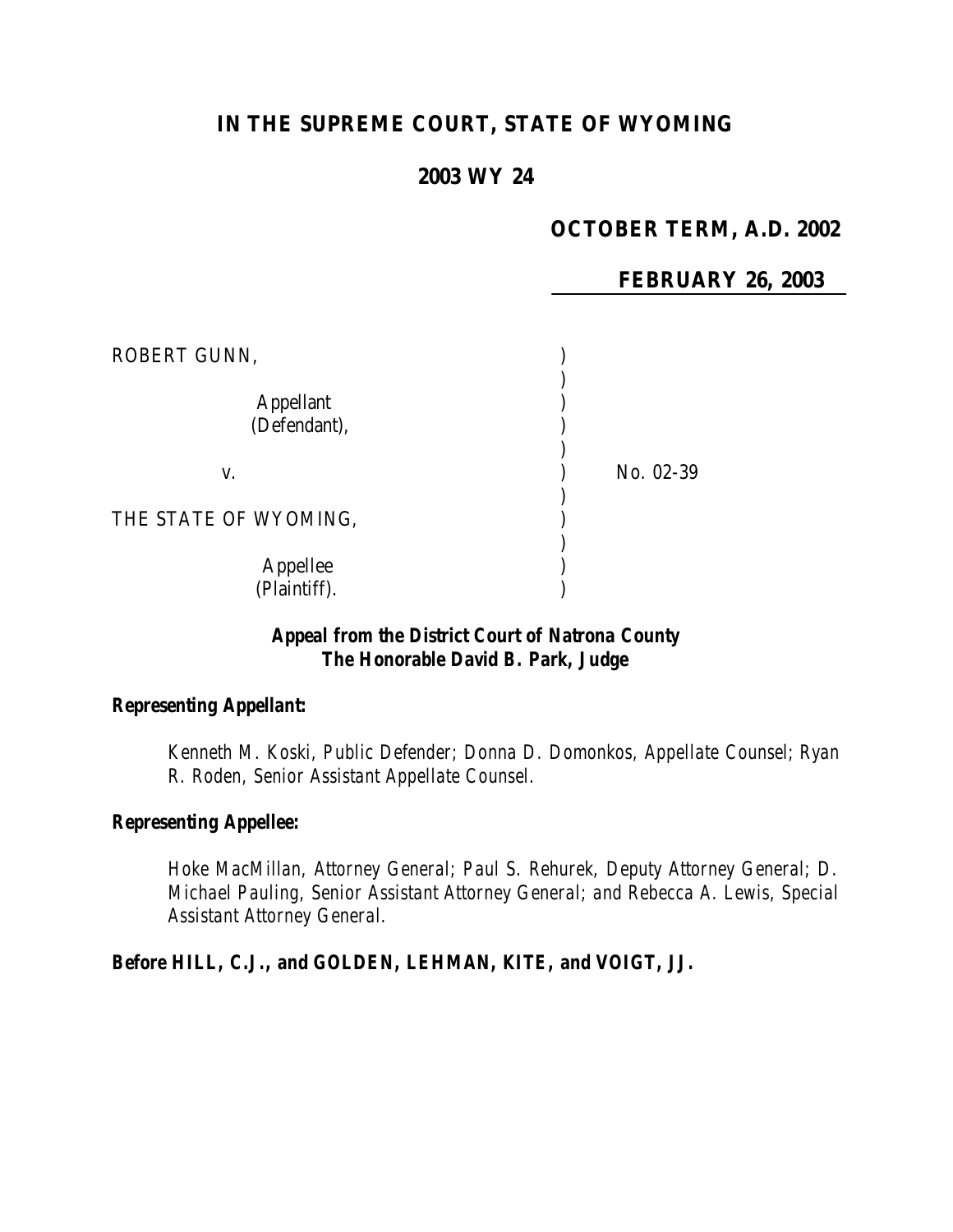# IN THE SUPREME COURT, STATE OF WYOMING

## 2003 WY 24

**OCTOBER TERM, A.D. 2002**

**FEBRUARY 26, 2003**

ROBERT GUNN,

Appellant (Defendant),

v.

No. 02-39

THE STATE OF WYOMING,

Appellee (Plaintiff).

***Appeal from the District Court of Natrona County***
***The Honorable David B. Park, Judge***

***Representing Appellant:***

*Kenneth M. Koski, Public Defender; Donna D. Domonkos, Appellate Counsel; Ryan R. Roden, Senior Assistant Appellate Counsel.*

***Representing Appellee:***

*Hoke MacMillan, Attorney General; Paul S. Rehurek, Deputy Attorney General; D. Michael Pauling, Senior Assistant Attorney General; and Rebecca A. Lewis, Special Assistant Attorney General.*

**Before HILL, C.J., and GOLDEN, LEHMAN, KITE, and VOIGT, JJ.**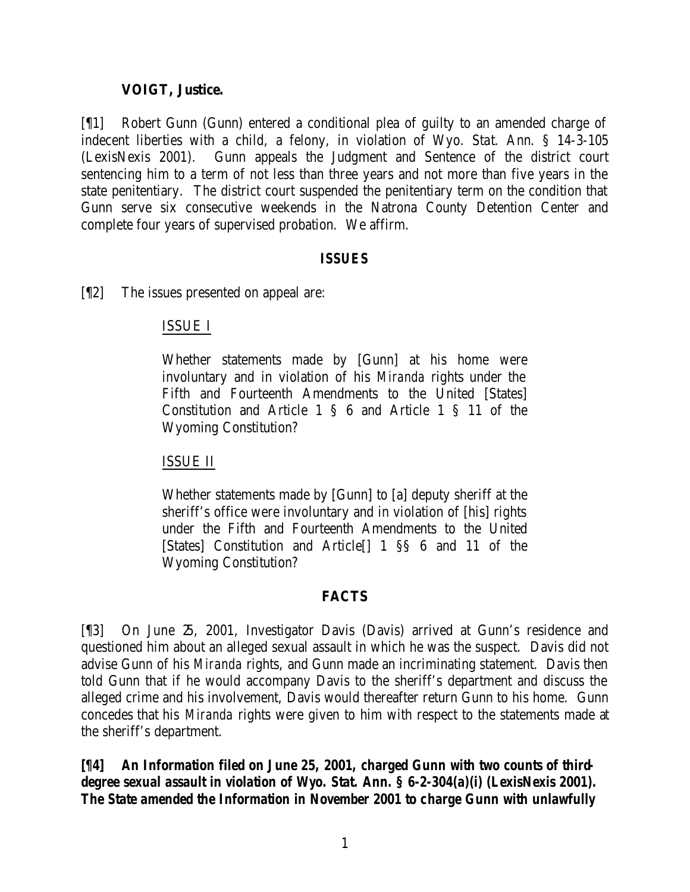**VOIGT, Justice.**

[¶1] Robert Gunn (Gunn) entered a conditional plea of guilty to an amended charge of indecent liberties with a child, a felony, in violation of Wyo. Stat. Ann. § 14-3-105 (LexisNexis 2001). Gunn appeals the Judgment and Sentence of the district court sentencing him to a term of not less than three years and not more than five years in the state penitentiary. The district court suspended the penitentiary term on the condition that Gunn serve six consecutive weekends in the Natrona County Detention Center and complete four years of supervised probation. We affirm.

## ISSUES

[¶2] The issues presented on appeal are:

> ISSUE I
>
> Whether statements made by [Gunn] at his home were involuntary and in violation of his *Miranda* rights under the Fifth and Fourteenth Amendments to the United [States] Constitution and Article 1 § 6 and Article 1 § 11 of the Wyoming Constitution?
>
> ISSUE II
>
> Whether statements made by [Gunn] to [a] deputy sheriff at the sheriff's office were involuntary and in violation of [his] rights under the Fifth and Fourteenth Amendments to the United [States] Constitution and Article[] 1 §§ 6 and 11 of the Wyoming Constitution?

## FACTS

[¶3] On June 25, 2001, Investigator Davis (Davis) arrived at Gunn's residence and questioned him about an alleged sexual assault in which he was the suspect. Davis did not advise Gunn of his *Miranda* rights, and Gunn made an incriminating statement. Davis then told Gunn that if he would accompany Davis to the sheriff's department and discuss the alleged crime and his involvement, Davis would thereafter return Gunn to his home. Gunn concedes that his *Miranda* rights were given to him with respect to the statements made at the sheriff's department.

**[¶4] An Information filed on June 25, 2001, charged Gunn with two counts of third-degree sexual assault in violation of Wyo. Stat. Ann. § 6-2-304(a)(i) (LexisNexis 2001). The State amended the Information in November 2001 to charge Gunn with unlawfully**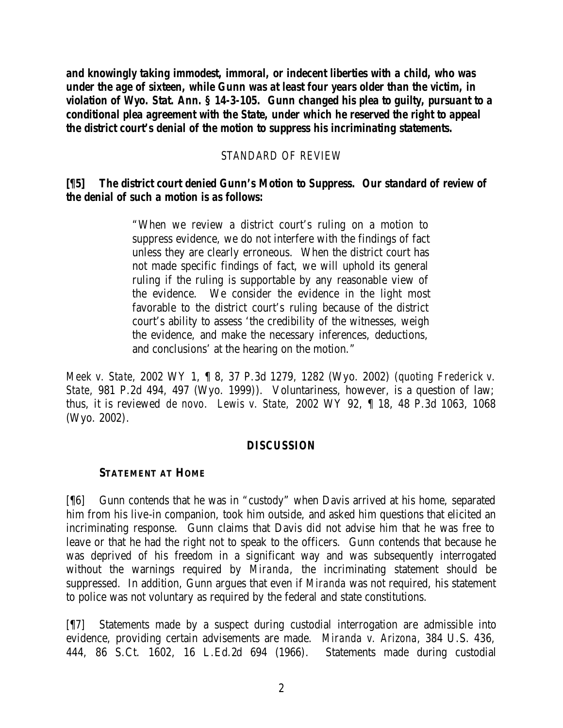**and knowingly taking immodest, immoral, or indecent liberties with a child, who was under the age of sixteen, while Gunn was at least four years older than the victim, in violation of Wyo. Stat. Ann. § 14-3-105. Gunn changed his plea to guilty, pursuant to a conditional plea agreement with the State, under which he reserved the right to appeal the district court's denial of the motion to suppress his incriminating statements.**

## STANDARD OF REVIEW

**[¶5] The district court denied Gunn's Motion to Suppress. Our standard of review of the denial of such a motion is as follows:**

> "When we review a district court's ruling on a motion to suppress evidence, we do not interfere with the findings of fact unless they are clearly erroneous. When the district court has not made specific findings of fact, we will uphold its general ruling if the ruling is supportable by any reasonable view of the evidence. We consider the evidence in the light most favorable to the district court's ruling because of the district court's ability to assess 'the credibility of the witnesses, weigh the evidence, and make the necessary inferences, deductions, and conclusions' at the hearing on the motion."

*Meek v. State*, 2002 WY 1, ¶ 8, 37 P.3d 1279, 1282 (Wyo. 2002) (*quoting Frederick v. State*, 981 P.2d 494, 497 (Wyo. 1999)). Voluntariness, however, is a question of law; thus, it is reviewed *de novo*. *Lewis v. State*, 2002 WY 92, ¶ 18, 48 P.3d 1063, 1068 (Wyo. 2002).

## DISCUSSION

### STATEMENT AT HOME

[¶6] Gunn contends that he was in "custody" when Davis arrived at his home, separated him from his live-in companion, took him outside, and asked him questions that elicited an incriminating response. Gunn claims that Davis did not advise him that he was free to leave or that he had the right not to speak to the officers. Gunn contends that because he was deprived of his freedom in a significant way and was subsequently interrogated without the warnings required by *Miranda*, the incriminating statement should be suppressed. In addition, Gunn argues that even if *Miranda* was not required, his statement to police was not voluntary as required by the federal and state constitutions.

[¶7] Statements made by a suspect during custodial interrogation are admissible into evidence, providing certain advisements are made. *Miranda v. Arizona*, 384 U.S. 436, 444, 86 S.Ct. 1602, 16 L.Ed.2d 694 (1966). Statements made during custodial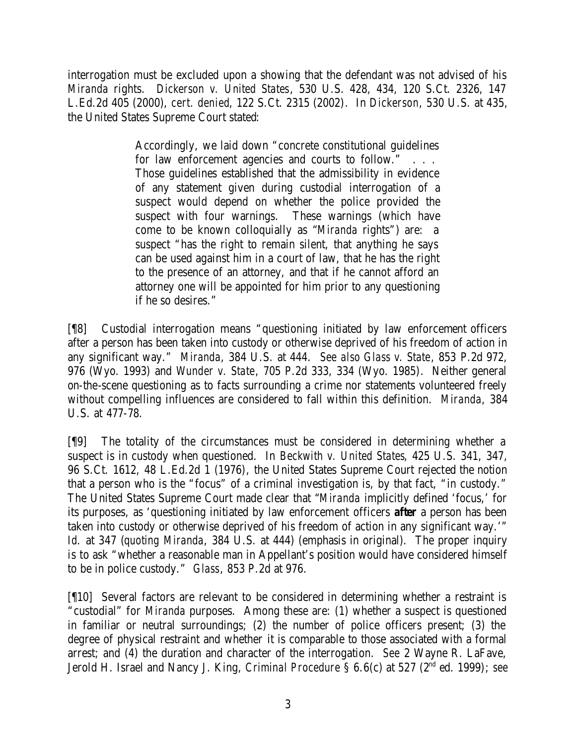interrogation must be excluded upon a showing that the defendant was not advised of his *Miranda* rights. *Dickerson v. United States*, 530 U.S. 428, 434, 120 S.Ct. 2326, 147 L.Ed.2d 405 (2000), *cert. denied*, 122 S.Ct. 2315 (2002). In *Dickerson*, 530 U.S. at 435, the United States Supreme Court stated:

> Accordingly, we laid down "concrete constitutional guidelines for law enforcement agencies and courts to follow." . . . Those guidelines established that the admissibility in evidence of any statement given during custodial interrogation of a suspect would depend on whether the police provided the suspect with four warnings. These warnings (which have come to be known colloquially as "*Miranda* rights") are: a suspect "has the right to remain silent, that anything he says can be used against him in a court of law, that he has the right to the presence of an attorney, and that if he cannot afford an attorney one will be appointed for him prior to any questioning if he so desires."

[¶8] Custodial interrogation means "questioning initiated by law enforcement officers after a person has been taken into custody or otherwise deprived of his freedom of action in any significant way." *Miranda*, 384 U.S. at 444. *See also Glass v. State*, 853 P.2d 972, 976 (Wyo. 1993) and *Wunder v. State*, 705 P.2d 333, 334 (Wyo. 1985). Neither general on-the-scene questioning as to facts surrounding a crime nor statements volunteered freely without compelling influences are considered to fall within this definition. *Miranda*, 384 U.S. at 477-78.

[¶9] The totality of the circumstances must be considered in determining whether a suspect is in custody when questioned. In *Beckwith v. United States*, 425 U.S. 341, 347, 96 S.Ct. 1612, 48 L.Ed.2d 1 (1976), the United States Supreme Court rejected the notion that a person who is the "focus" of a criminal investigation is, by that fact, "in custody." The United States Supreme Court made clear that "*Miranda* implicitly defined 'focus,' for its purposes, as 'questioning initiated by law enforcement officers ***after*** a person has been taken into custody or otherwise deprived of his freedom of action in any significant way.'" *Id.* at 347 (*quoting Miranda*, 384 U.S. at 444) (emphasis in original). The proper inquiry is to ask "whether a reasonable man in Appellant's position would have considered himself to be in police custody." *Glass*, 853 P.2d at 976.

[¶10] Several factors are relevant to be considered in determining whether a restraint is "custodial" for *Miranda* purposes. Among these are: (1) whether a suspect is questioned in familiar or neutral surroundings; (2) the number of police officers present; (3) the degree of physical restraint and whether it is comparable to those associated with a formal arrest; and (4) the duration and character of the interrogation. *See* 2 Wayne R. LaFave, Jerold H. Israel and Nancy J. King, *Criminal Procedure* § 6.6(c) at 527 (2nd ed. 1999); *see*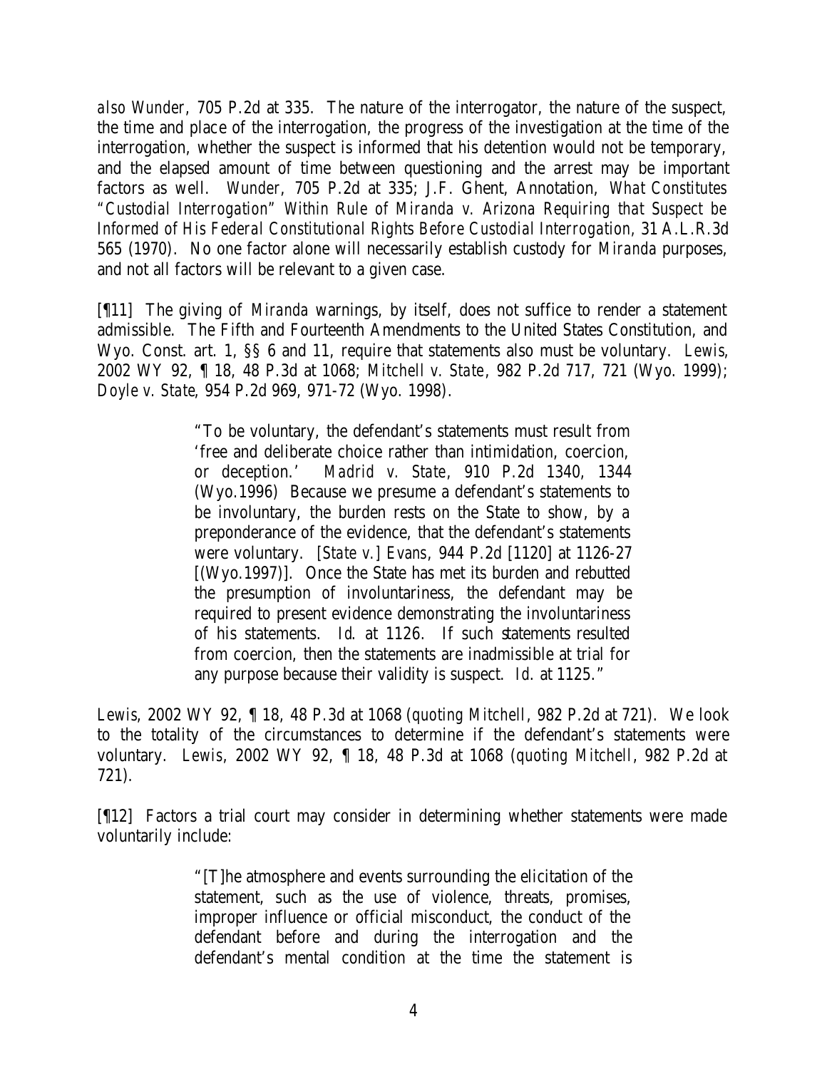*also Wunder*, 705 P.2d at 335. The nature of the interrogator, the nature of the suspect, the time and place of the interrogation, the progress of the investigation at the time of the interrogation, whether the suspect is informed that his detention would not be temporary, and the elapsed amount of time between questioning and the arrest may be important factors as well. *Wunder*, 705 P.2d at 335; J.F. Ghent, Annotation, *What Constitutes "Custodial Interrogation" Within Rule of Miranda v. Arizona Requiring that Suspect be Informed of His Federal Constitutional Rights Before Custodial Interrogation*, 31 A.L.R.3d 565 (1970). No one factor alone will necessarily establish custody for *Miranda* purposes, and not all factors will be relevant to a given case.

[¶11] The giving of *Miranda* warnings, by itself, does not suffice to render a statement admissible. The Fifth and Fourteenth Amendments to the United States Constitution, and Wyo. Const. art. 1, §§ 6 and 11, require that statements also must be voluntary. *Lewis*, 2002 WY 92, ¶ 18, 48 P.3d at 1068; *Mitchell v. State*, 982 P.2d 717, 721 (Wyo. 1999); *Doyle v. State*, 954 P.2d 969, 971-72 (Wyo. 1998).

> "To be voluntary, the defendant's statements must result from 'free and deliberate choice rather than intimidation, coercion, or deception.' *Madrid v. State*, 910 P.2d 1340, 1344 (Wyo.1996) Because we presume a defendant's statements to be involuntary, the burden rests on the State to show, by a preponderance of the evidence, that the defendant's statements were voluntary. [*State v.*] *Evans*, 944 P.2d [1120] at 1126-27 [(Wyo.1997)]. Once the State has met its burden and rebutted the presumption of involuntariness, the defendant may be required to present evidence demonstrating the involuntariness of his statements. *Id.* at 1126. If such statements resulted from coercion, then the statements are inadmissible at trial for any purpose because their validity is suspect. *Id.* at 1125."

*Lewis*, 2002 WY 92, ¶ 18, 48 P.3d at 1068 (*quoting Mitchell*, 982 P.2d at 721). We look to the totality of the circumstances to determine if the defendant's statements were voluntary. *Lewis*, 2002 WY 92, ¶ 18, 48 P.3d at 1068 (*quoting Mitchell*, 982 P.2d at 721).

[¶12] Factors a trial court may consider in determining whether statements were made voluntarily include:

> "[T]he atmosphere and events surrounding the elicitation of the statement, such as the use of violence, threats, promises, improper influence or official misconduct, the conduct of the defendant before and during the interrogation and the defendant's mental condition at the time the statement is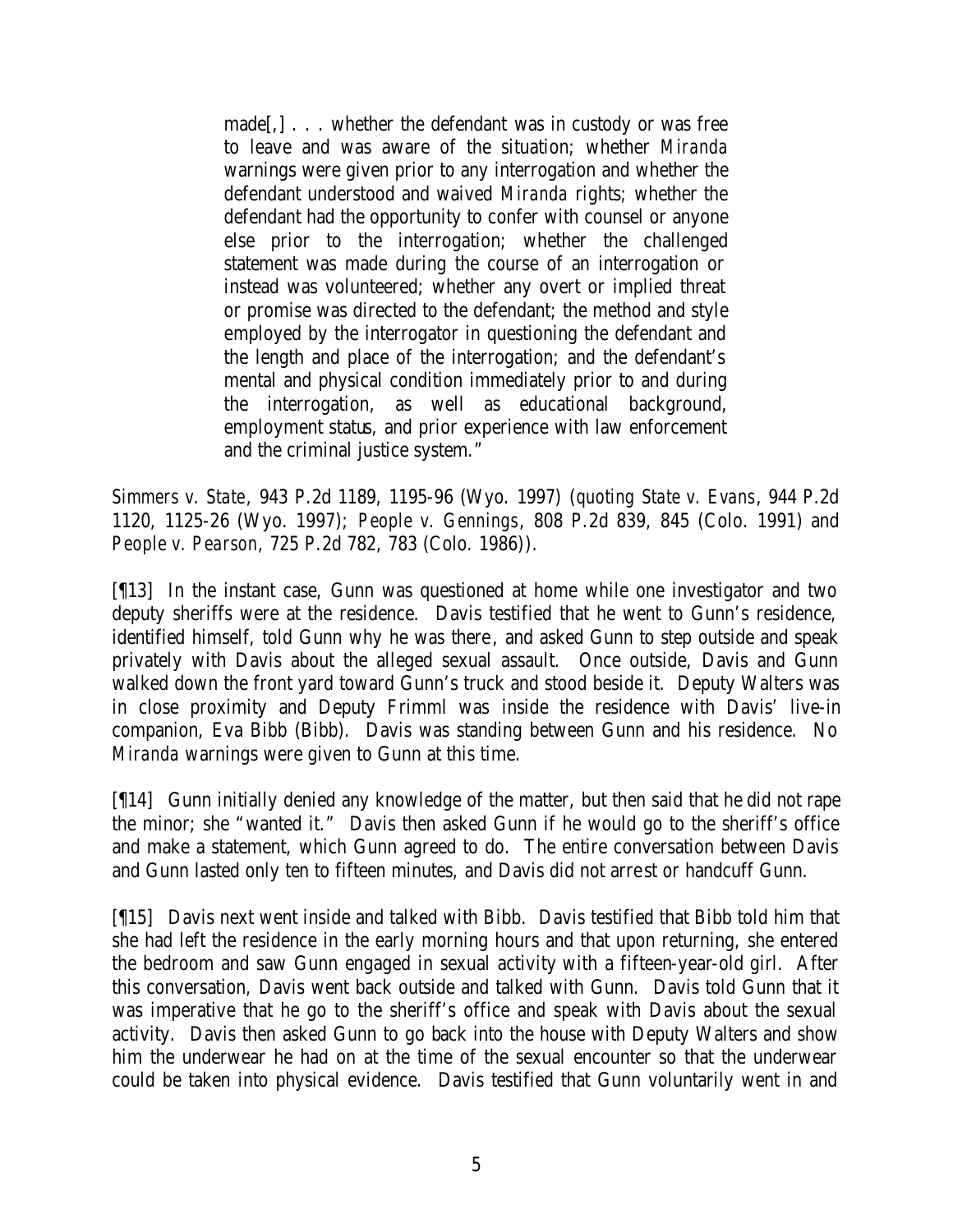> made[,] . . . whether the defendant was in custody or was free to leave and was aware of the situation; whether *Miranda* warnings were given prior to any interrogation and whether the defendant understood and waived *Miranda* rights; whether the defendant had the opportunity to confer with counsel or anyone else prior to the interrogation; whether the challenged statement was made during the course of an interrogation or instead was volunteered; whether any overt or implied threat or promise was directed to the defendant; the method and style employed by the interrogator in questioning the defendant and the length and place of the interrogation; and the defendant's mental and physical condition immediately prior to and during the interrogation, as well as educational background, employment status, and prior experience with law enforcement and the criminal justice system."

*Simmers v. State*, 943 P.2d 1189, 1195-96 (Wyo. 1997) (*quoting State v. Evans*, 944 P.2d 1120, 1125-26 (Wyo. 1997); *People v. Gennings*, 808 P.2d 839, 845 (Colo. 1991) and *People v. Pearson*, 725 P.2d 782, 783 (Colo. 1986)).

[¶13] In the instant case, Gunn was questioned at home while one investigator and two deputy sheriffs were at the residence. Davis testified that he went to Gunn's residence, identified himself, told Gunn why he was there, and asked Gunn to step outside and speak privately with Davis about the alleged sexual assault. Once outside, Davis and Gunn walked down the front yard toward Gunn's truck and stood beside it. Deputy Walters was in close proximity and Deputy Frimml was inside the residence with Davis' live-in companion, Eva Bibb (Bibb). Davis was standing between Gunn and his residence. No *Miranda* warnings were given to Gunn at this time.

[¶14] Gunn initially denied any knowledge of the matter, but then said that he did not rape the minor; she "wanted it." Davis then asked Gunn if he would go to the sheriff's office and make a statement, which Gunn agreed to do. The entire conversation between Davis and Gunn lasted only ten to fifteen minutes, and Davis did not arrest or handcuff Gunn.

[¶15] Davis next went inside and talked with Bibb. Davis testified that Bibb told him that she had left the residence in the early morning hours and that upon returning, she entered the bedroom and saw Gunn engaged in sexual activity with a fifteen-year-old girl. After this conversation, Davis went back outside and talked with Gunn. Davis told Gunn that it was imperative that he go to the sheriff's office and speak with Davis about the sexual activity. Davis then asked Gunn to go back into the house with Deputy Walters and show him the underwear he had on at the time of the sexual encounter so that the underwear could be taken into physical evidence. Davis testified that Gunn voluntarily went in and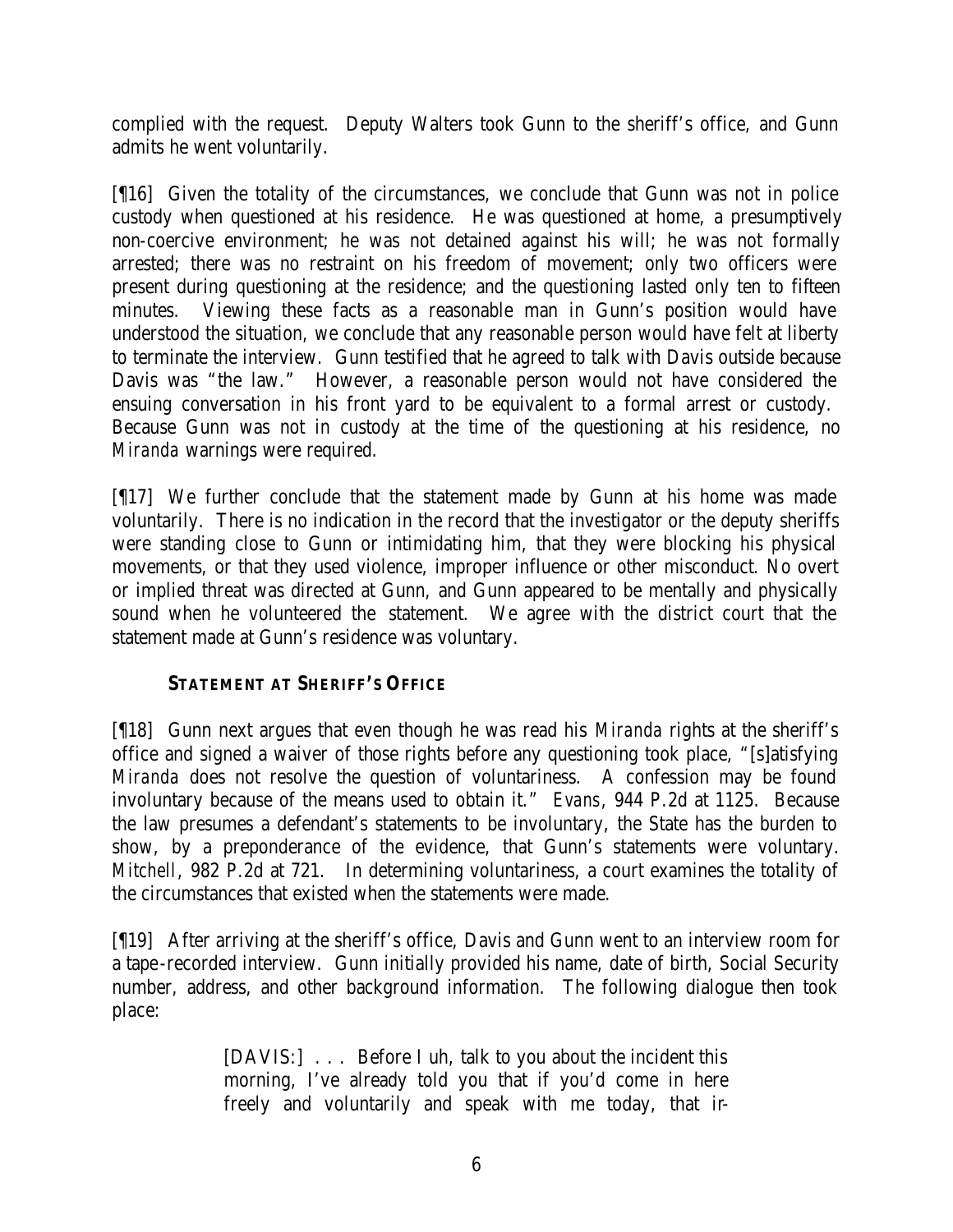complied with the request. Deputy Walters took Gunn to the sheriff's office, and Gunn admits he went voluntarily.

[¶16] Given the totality of the circumstances, we conclude that Gunn was not in police custody when questioned at his residence. He was questioned at home, a presumptively non-coercive environment; he was not detained against his will; he was not formally arrested; there was no restraint on his freedom of movement; only two officers were present during questioning at the residence; and the questioning lasted only ten to fifteen minutes. Viewing these facts as a reasonable man in Gunn's position would have understood the situation, we conclude that any reasonable person would have felt at liberty to terminate the interview. Gunn testified that he agreed to talk with Davis outside because Davis was "the law." However, a reasonable person would not have considered the ensuing conversation in his front yard to be equivalent to a formal arrest or custody. Because Gunn was not in custody at the time of the questioning at his residence, no *Miranda* warnings were required.

[¶17] We further conclude that the statement made by Gunn at his home was made voluntarily. There is no indication in the record that the investigator or the deputy sheriffs were standing close to Gunn or intimidating him, that they were blocking his physical movements, or that they used violence, improper influence or other misconduct. No overt or implied threat was directed at Gunn, and Gunn appeared to be mentally and physically sound when he volunteered the statement. We agree with the district court that the statement made at Gunn's residence was voluntary.

### STATEMENT AT SHERIFF'S OFFICE

[¶18] Gunn next argues that even though he was read his *Miranda* rights at the sheriff's office and signed a waiver of those rights before any questioning took place, "[s]atisfying *Miranda* does not resolve the question of voluntariness. A confession may be found involuntary because of the means used to obtain it." *Evans*, 944 P.2d at 1125. Because the law presumes a defendant's statements to be involuntary, the State has the burden to show, by a preponderance of the evidence, that Gunn's statements were voluntary. *Mitchell*, 982 P.2d at 721. In determining voluntariness, a court examines the totality of the circumstances that existed when the statements were made.

[¶19] After arriving at the sheriff's office, Davis and Gunn went to an interview room for a tape-recorded interview. Gunn initially provided his name, date of birth, Social Security number, address, and other background information. The following dialogue then took place:

> [DAVIS:] . . . Before I uh, talk to you about the incident this morning, I've already told you that if you'd come in here freely and voluntarily and speak with me today, that ir-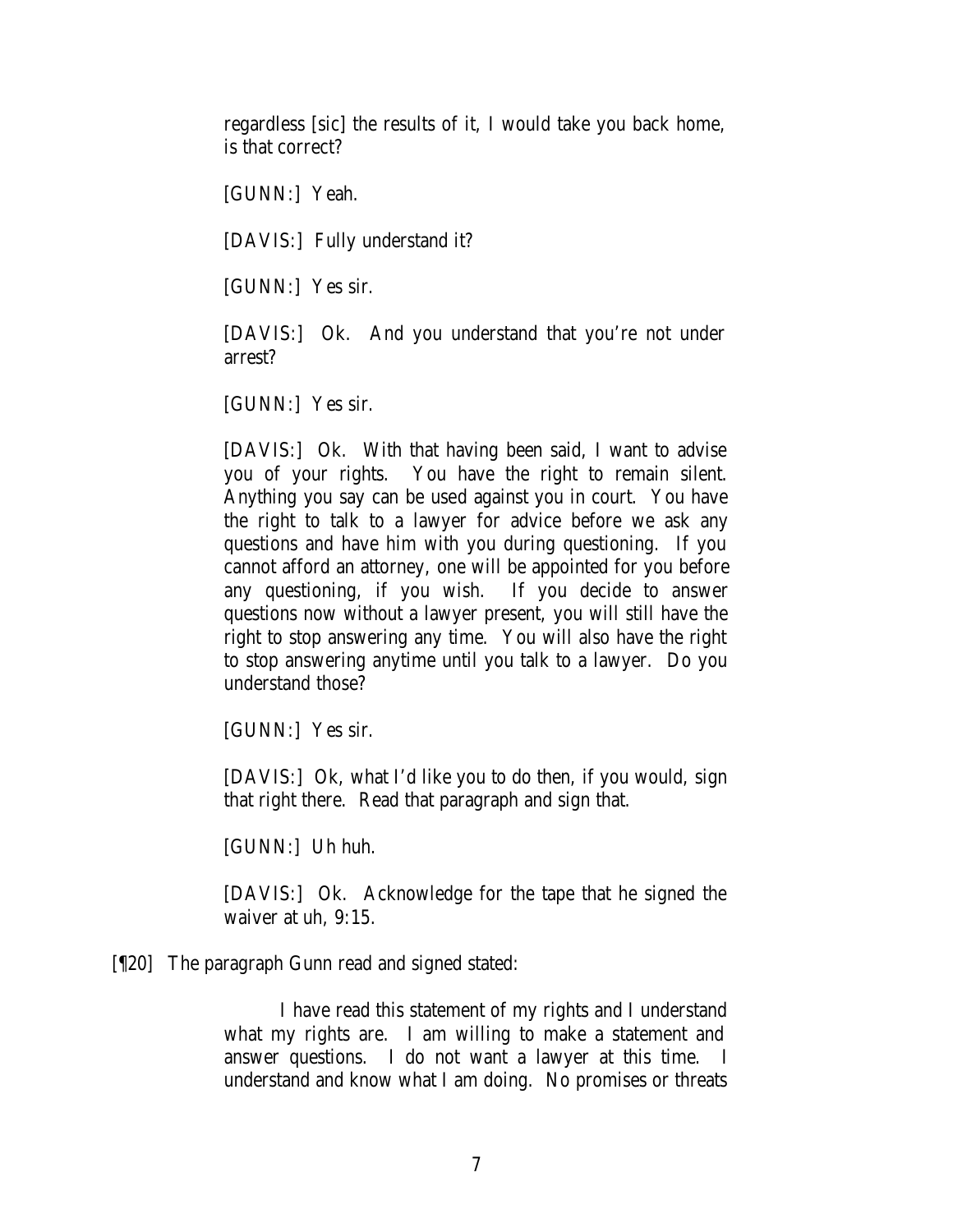regardless [sic] the results of it, I would take you back home, is that correct?

[GUNN:] Yeah.

[DAVIS:] Fully understand it?

[GUNN:] Yes sir.

[DAVIS:] Ok. And you understand that you're not under arrest?

[GUNN:] Yes sir.

[DAVIS:] Ok. With that having been said, I want to advise you of your rights. You have the right to remain silent. Anything you say can be used against you in court. You have the right to talk to a lawyer for advice before we ask any questions and have him with you during questioning. If you cannot afford an attorney, one will be appointed for you before any questioning, if you wish. If you decide to answer questions now without a lawyer present, you will still have the right to stop answering any time. You will also have the right to stop answering anytime until you talk to a lawyer. Do you understand those?

[GUNN:] Yes sir.

[DAVIS:] Ok, what I'd like you to do then, if you would, sign that right there. Read that paragraph and sign that.

[GUNN:] Uh huh.

[DAVIS:] Ok. Acknowledge for the tape that he signed the waiver at uh, 9:15.

[¶20] The paragraph Gunn read and signed stated:

> I have read this statement of my rights and I understand what my rights are. I am willing to make a statement and answer questions. I do not want a lawyer at this time. I understand and know what I am doing. No promises or threats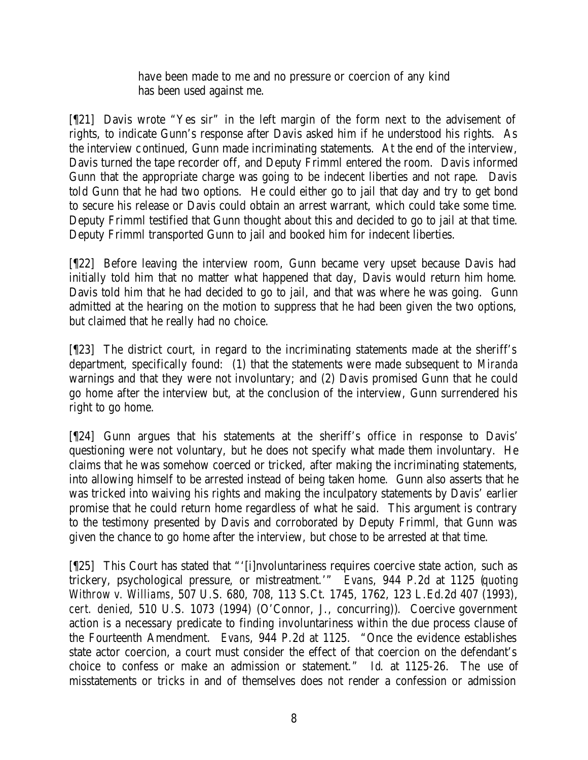> have been made to me and no pressure or coercion of any kind has been used against me.

[¶21] Davis wrote "Yes sir" in the left margin of the form next to the advisement of rights, to indicate Gunn's response after Davis asked him if he understood his rights. As the interview continued, Gunn made incriminating statements. At the end of the interview, Davis turned the tape recorder off, and Deputy Frimml entered the room. Davis informed Gunn that the appropriate charge was going to be indecent liberties and not rape. Davis told Gunn that he had two options. He could either go to jail that day and try to get bond to secure his release or Davis could obtain an arrest warrant, which could take some time. Deputy Frimml testified that Gunn thought about this and decided to go to jail at that time. Deputy Frimml transported Gunn to jail and booked him for indecent liberties.

[¶22] Before leaving the interview room, Gunn became very upset because Davis had initially told him that no matter what happened that day, Davis would return him home. Davis told him that he had decided to go to jail, and that was where he was going. Gunn admitted at the hearing on the motion to suppress that he had been given the two options, but claimed that he really had no choice.

[¶23] The district court, in regard to the incriminating statements made at the sheriff's department, specifically found: (1) that the statements were made subsequent to *Miranda* warnings and that they were not involuntary; and (2) Davis promised Gunn that he could go home after the interview but, at the conclusion of the interview, Gunn surrendered his right to go home.

[¶24] Gunn argues that his statements at the sheriff's office in response to Davis' questioning were not voluntary, but he does not specify what made them involuntary. He claims that he was somehow coerced or tricked, after making the incriminating statements, into allowing himself to be arrested instead of being taken home. Gunn also asserts that he was tricked into waiving his rights and making the inculpatory statements by Davis' earlier promise that he could return home regardless of what he said. This argument is contrary to the testimony presented by Davis and corroborated by Deputy Frimml, that Gunn was given the chance to go home after the interview, but chose to be arrested at that time.

[¶25] This Court has stated that "'[i]nvoluntariness requires coercive state action, such as trickery, psychological pressure, or mistreatment.'" *Evans*, 944 P.2d at 1125 (*quoting Withrow v. Williams*, 507 U.S. 680, 708, 113 S.Ct. 1745, 1762, 123 L.Ed.2d 407 (1993), *cert. denied*, 510 U.S. 1073 (1994) (O'Connor, J., concurring)). Coercive government action is a necessary predicate to finding involuntariness within the due process clause of the Fourteenth Amendment. *Evans*, 944 P.2d at 1125. "Once the evidence establishes state actor coercion, a court must consider the effect of that coercion on the defendant's choice to confess or make an admission or statement." *Id.* at 1125-26. The use of misstatements or tricks in and of themselves does not render a confession or admission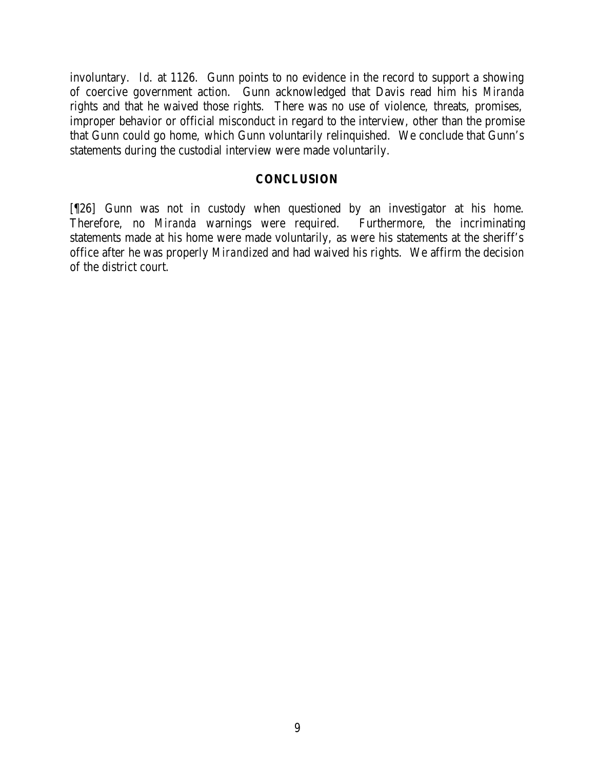involuntary. *Id.* at 1126. Gunn points to no evidence in the record to support a showing of coercive government action. Gunn acknowledged that Davis read him his *Miranda* rights and that he waived those rights. There was no use of violence, threats, promises, improper behavior or official misconduct in regard to the interview, other than the promise that Gunn could go home, which Gunn voluntarily relinquished. We conclude that Gunn's statements during the custodial interview were made voluntarily.

## CONCLUSION

[¶26] Gunn was not in custody when questioned by an investigator at his home. Therefore, no *Miranda* warnings were required. Furthermore, the incriminating statements made at his home were made voluntarily, as were his statements at the sheriff's office after he was properly *Mirandized* and had waived his rights. We affirm the decision of the district court.